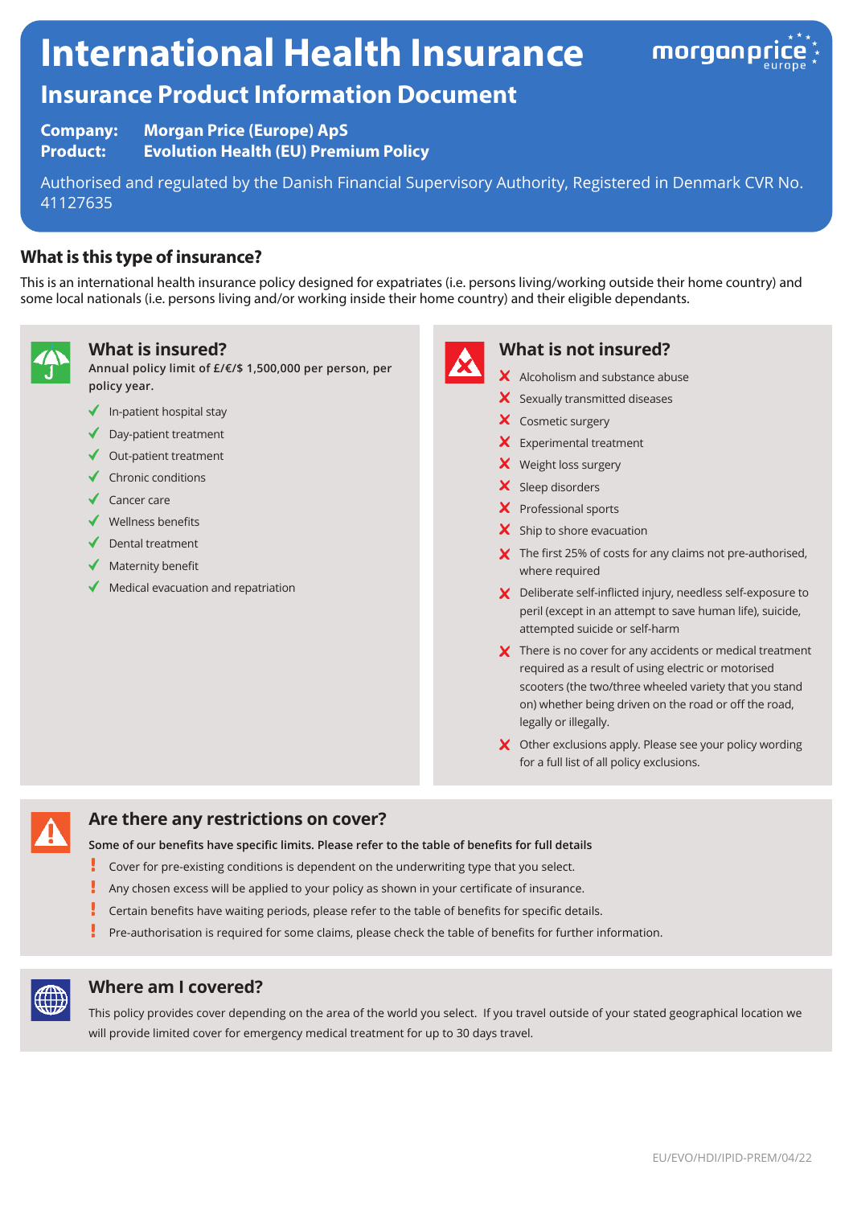# International Health Insurance

## Insurance Product Information Document

**Company:** Morgan Price (Europe) ApS
**Product:** Evolution Health (EU) Premium Policy

Authorised and regulated by the Danish Financial Supervisory Authority, Registered in Denmark CVR No. 41127635

### What is this type of insurance?

This is an international health insurance policy designed for expatriates (i.e. persons living/working outside their home country) and some local nationals (i.e. persons living and/or working inside their home country) and their eligible dependants.

### What is insured?

**Annual policy limit of £/€/$ 1,500,000 per person, per policy year.**

- ✓ In-patient hospital stay
- ✓ Day-patient treatment
- ✓ Out-patient treatment
- ✓ Chronic conditions
- ✓ Cancer care
- ✓ Wellness benefits
- ✓ Dental treatment
- ✓ Maternity benefit
- ✓ Medical evacuation and repatriation

### What is not insured?

- ✗ Alcoholism and substance abuse
- ✗ Sexually transmitted diseases
- ✗ Cosmetic surgery
- ✗ Experimental treatment
- ✗ Weight loss surgery
- ✗ Sleep disorders
- ✗ Professional sports
- ✗ Ship to shore evacuation
- ✗ The first 25% of costs for any claims not pre-authorised, where required
- ✗ Deliberate self-inflicted injury, needless self-exposure to peril (except in an attempt to save human life), suicide, attempted suicide or self-harm
- ✗ There is no cover for any accidents or medical treatment required as a result of using electric or motorised scooters (the two/three wheeled variety that you stand on) whether being driven on the road or off the road, legally or illegally.
- ✗ Other exclusions apply. Please see your policy wording for a full list of all policy exclusions.

### Are there any restrictions on cover?

**Some of our benefits have specific limits. Please refer to the table of benefits for full details**

- ! Cover for pre-existing conditions is dependent on the underwriting type that you select.
- ! Any chosen excess will be applied to your policy as shown in your certificate of insurance.
- ! Certain benefits have waiting periods, please refer to the table of benefits for specific details.
- ! Pre-authorisation is required for some claims, please check the table of benefits for further information.

### Where am I covered?

This policy provides cover depending on the area of the world you select. If you travel outside of your stated geographical location we will provide limited cover for emergency medical treatment for up to 30 days travel.

EU/EVO/HDI/IPID-PREM/04/22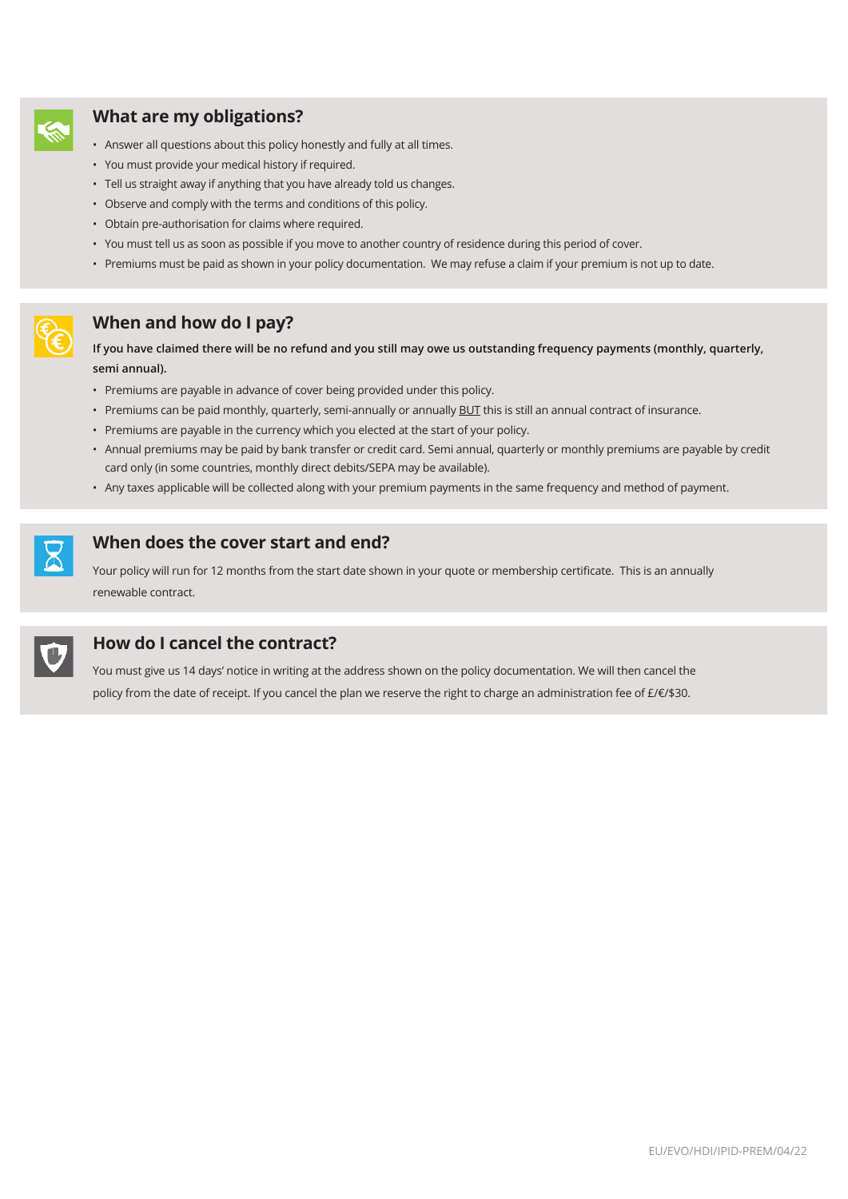## What are my obligations?

- Answer all questions about this policy honestly and fully at all times.
- You must provide your medical history if required.
- Tell us straight away if anything that you have already told us changes.
- Observe and comply with the terms and conditions of this policy.
- Obtain pre-authorisation for claims where required.
- You must tell us as soon as possible if you move to another country of residence during this period of cover.
- Premiums must be paid as shown in your policy documentation. We may refuse a claim if your premium is not up to date.

## When and how do I pay?

**If you have claimed there will be no refund and you still may owe us outstanding frequency payments (monthly, quarterly, semi annual).**

- Premiums are payable in advance of cover being provided under this policy.
- Premiums can be paid monthly, quarterly, semi-annually or annually BUT this is still an annual contract of insurance.
- Premiums are payable in the currency which you elected at the start of your policy.
- Annual premiums may be paid by bank transfer or credit card. Semi annual, quarterly or monthly premiums are payable by credit card only (in some countries, monthly direct debits/SEPA may be available).
- Any taxes applicable will be collected along with your premium payments in the same frequency and method of payment.

## When does the cover start and end?

Your policy will run for 12 months from the start date shown in your quote or membership certificate. This is an annually renewable contract.

## How do I cancel the contract?

You must give us 14 days' notice in writing at the address shown on the policy documentation. We will then cancel the policy from the date of receipt. If you cancel the plan we reserve the right to charge an administration fee of £/€/$30.

EU/EVO/HDI/IPID-PREM/04/22